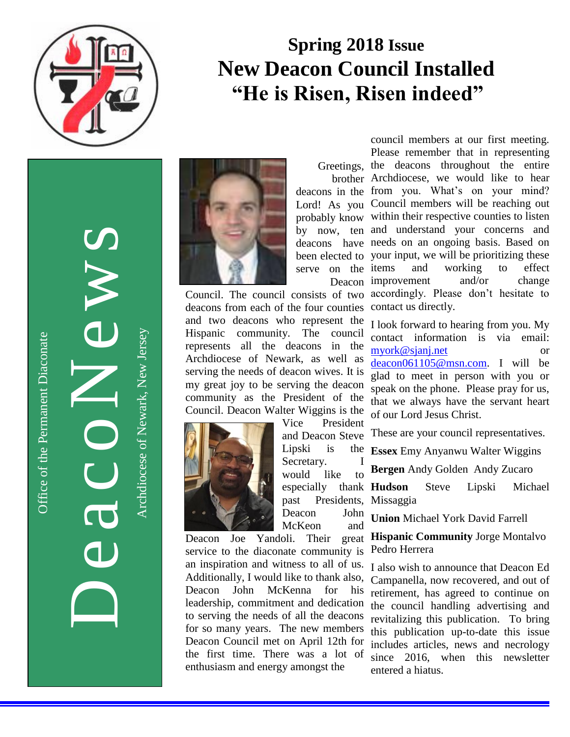# Spring 2018 Issue
# New Deacon Council Installed
# "He is Risen, Risen indeed"

DeacoNews

Office of the Permanent Diaconate

Archdiocese of Newark, New Jersey

Greetings, brother deacons in the Lord! As you probably know by now, ten deacons have been elected to serve on the Deacon Council. The council consists of two deacons from each of the four counties and two deacons who represent the Hispanic community. The council represents all the deacons in the Archdiocese of Newark, as well as serving the needs of deacon wives. It is my great joy to be serving the deacon community as the President of the Council. Deacon Walter Wiggins is the Vice President and Deacon Steve Lipski is the Secretary. I would like to especially thank past Presidents, Deacon John McKeon and Deacon Joe Yandoli. Their great service to the diaconate community is an inspiration and witness to all of us. Additionally, I would like to thank also, Deacon John McKenna for his leadership, commitment and dedication to serving the needs of all the deacons for so many years. The new members Deacon Council met on April 12th for the first time. There was a lot of enthusiasm and energy amongst the council members at our first meeting. Please remember that in representing the deacons throughout the entire Archdiocese, we would like to hear from you. What's on your mind? Council members will be reaching out within their respective counties to listen and understand your concerns and needs on an ongoing basis. Based on your input, we will be prioritizing these items and working to effect improvement and/or change accordingly. Please don't hesitate to contact us directly.

I look forward to hearing from you. My contact information is via email: myork@sjanj.net or deacon061105@msn.com. I will be glad to meet in person with you or speak on the phone. Please pray for us, that we always have the servant heart of our Lord Jesus Christ.

These are your council representatives.

**Essex** Emy Anyanwu Walter Wiggins

**Bergen** Andy Golden Andy Zucaro

**Hudson** Steve Lipski Michael Missaggia

**Union** Michael York David Farrell

**Hispanic Community** Jorge Montalvo Pedro Herrera

I also wish to announce that Deacon Ed Campanella, now recovered, and out of retirement, has agreed to continue on the council handling advertising and revitalizing this publication. To bring this publication up-to-date this issue includes articles, news and necrology since 2016, when this newsletter entered a hiatus.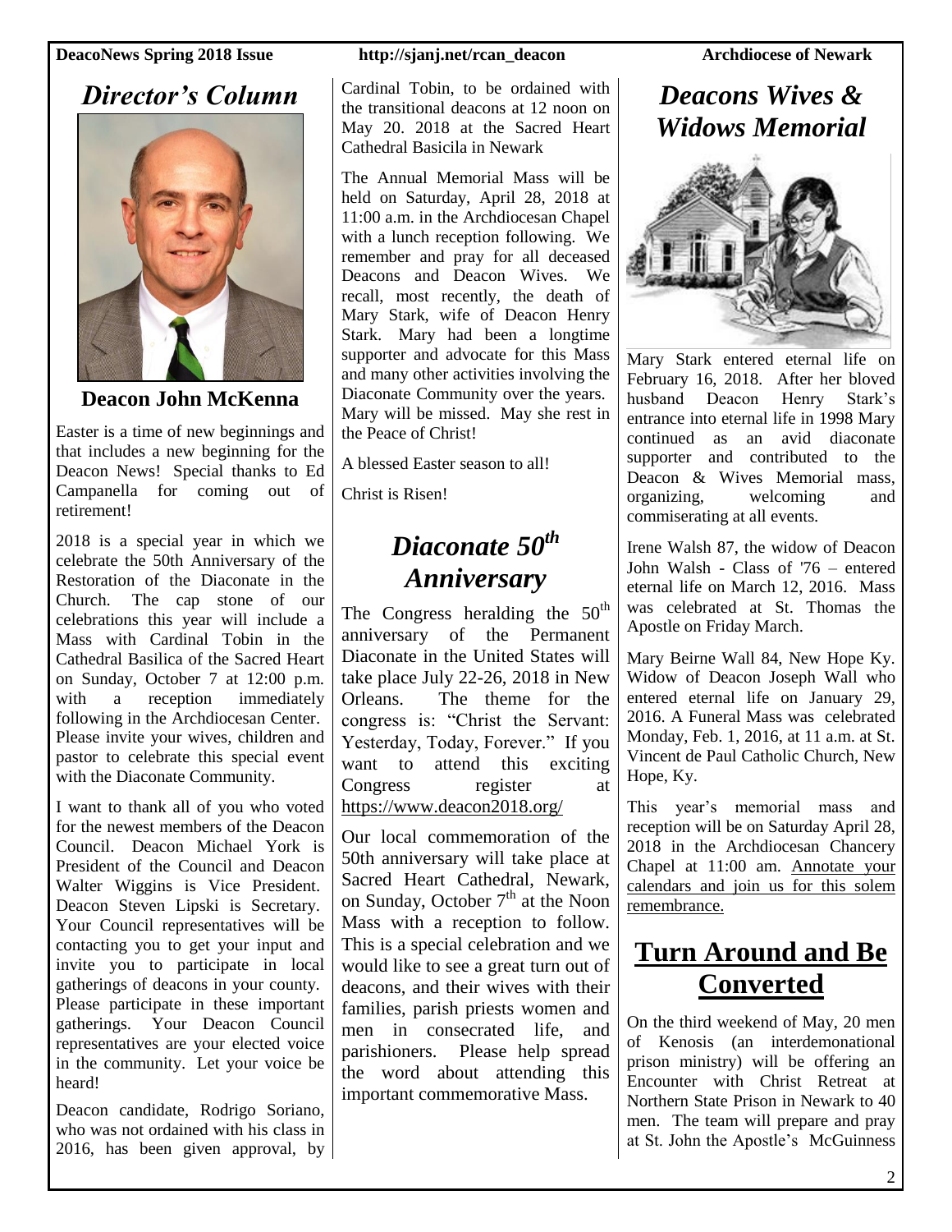# Director's Column

**Deacon John McKenna**

Easter is a time of new beginnings and that includes a new beginning for the Deacon News! Special thanks to Ed Campanella for coming out of retirement!

2018 is a special year in which we celebrate the 50th Anniversary of the Restoration of the Diaconate in the Church. The cap stone of our celebrations this year will include a Mass with Cardinal Tobin in the Cathedral Basilica of the Sacred Heart on Sunday, October 7 at 12:00 p.m. with a reception immediately following in the Archdiocesan Center. Please invite your wives, children and pastor to celebrate this special event with the Diaconate Community.

I want to thank all of you who voted for the newest members of the Deacon Council. Deacon Michael York is President of the Council and Deacon Walter Wiggins is Vice President. Deacon Steven Lipski is Secretary. Your Council representatives will be contacting you to get your input and invite you to participate in local gatherings of deacons in your county. Please participate in these important gatherings. Your Deacon Council representatives are your elected voice in the community. Let your voice be heard!

Deacon candidate, Rodrigo Soriano, who was not ordained with his class in 2016, has been given approval, by Cardinal Tobin, to be ordained with the transitional deacons at 12 noon on May 20. 2018 at the Sacred Heart Cathedral Basicila in Newark

The Annual Memorial Mass will be held on Saturday, April 28, 2018 at 11:00 a.m. in the Archdiocesan Chapel with a lunch reception following. We remember and pray for all deceased Deacons and Deacon Wives. We recall, most recently, the death of Mary Stark, wife of Deacon Henry Stark. Mary had been a longtime supporter and advocate for this Mass and many other activities involving the Diaconate Community over the years. Mary will be missed. May she rest in the Peace of Christ!

A blessed Easter season to all!

Christ is Risen!

# Diaconate 50th Anniversary

The Congress heralding the 50th anniversary of the Permanent Diaconate in the United States will take place July 22-26, 2018 in New Orleans. The theme for the congress is: "Christ the Servant: Yesterday, Today, Forever." If you want to attend this exciting Congress register at https://www.deacon2018.org/

Our local commemoration of the 50th anniversary will take place at Sacred Heart Cathedral, Newark, on Sunday, October 7th at the Noon Mass with a reception to follow. This is a special celebration and we would like to see a great turn out of deacons, and their wives with their families, parish priests women and men in consecrated life, and parishioners. Please help spread the word about attending this important commemorative Mass.

# Deacons Wives & Widows Memorial

Mary Stark entered eternal life on February 16, 2018. After her bloved husband Deacon Henry Stark's entrance into eternal life in 1998 Mary continued as an avid diaconate supporter and contributed to the Deacon & Wives Memorial mass, organizing, welcoming and commiserating at all events.

Irene Walsh 87, the widow of Deacon John Walsh - Class of '76 – entered eternal life on March 12, 2016. Mass was celebrated at St. Thomas the Apostle on Friday March.

Mary Beirne Wall 84, New Hope Ky. Widow of Deacon Joseph Wall who entered eternal life on January 29, 2016. A Funeral Mass was celebrated Monday, Feb. 1, 2016, at 11 a.m. at St. Vincent de Paul Catholic Church, New Hope, Ky.

This year's memorial mass and reception will be on Saturday April 28, 2018 in the Archdiocesan Chancery Chapel at 11:00 am. Annotate your calendars and join us for this solem remembrance.

# Turn Around and Be Converted

On the third weekend of May, 20 men of Kenosis (an interdemonational prison ministry) will be offering an Encounter with Christ Retreat at Northern State Prison in Newark to 40 men. The team will prepare and pray at St. John the Apostle's McGuinness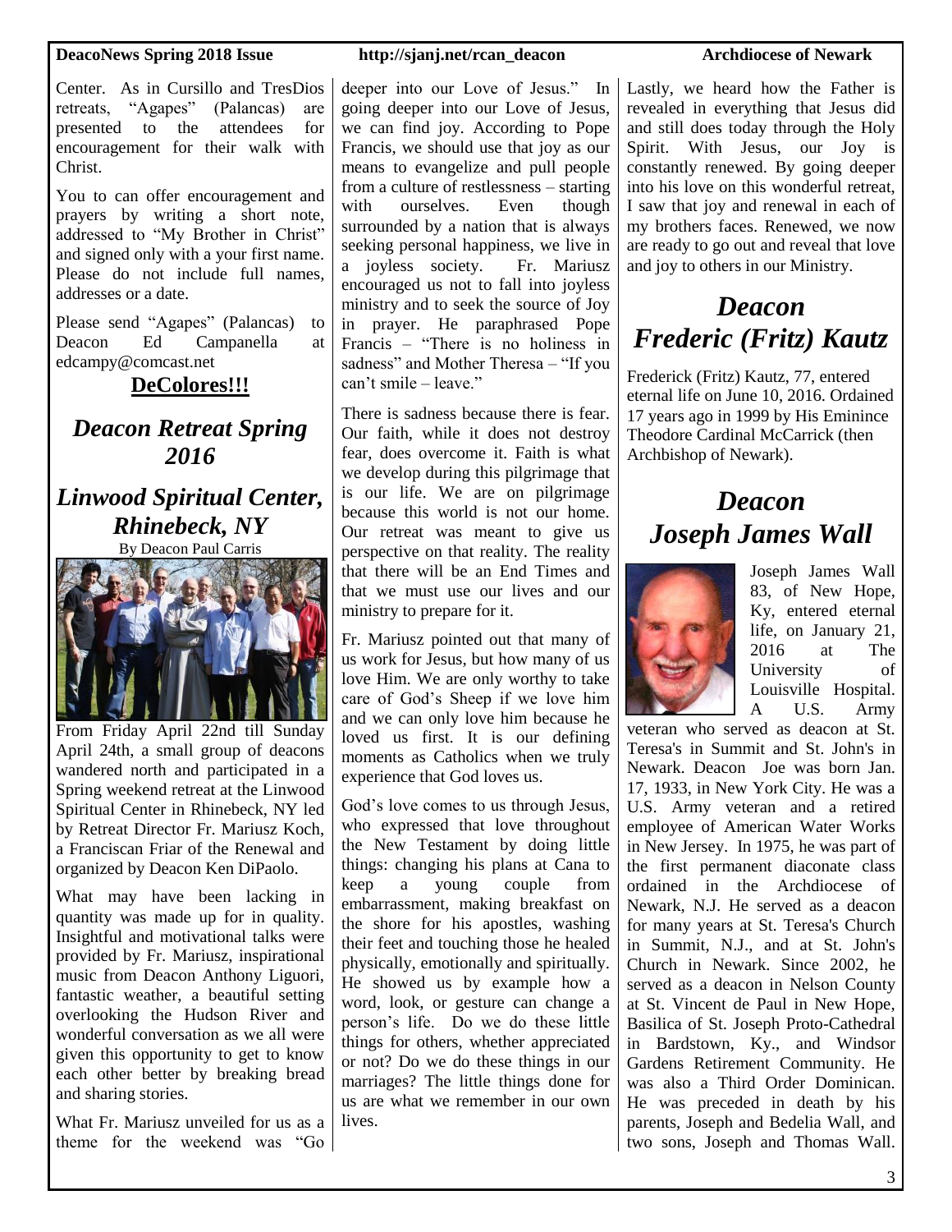Center. As in Cursillo and TresDios retreats, "Agapes" (Palancas) are presented to the attendees for encouragement for their walk with Christ.

You to can offer encouragement and prayers by writing a short note, addressed to "My Brother in Christ" and signed only with a your first name. Please do not include full names, addresses or a date.

Please send "Agapes" (Palancas) to Deacon Ed Campanella at edcampy@comcast.net

**DeColores!!!**

## *Deacon Retreat Spring 2016*

## *Linwood Spiritual Center, Rhinebeck, NY*

By Deacon Paul Carris

From Friday April 22nd till Sunday April 24th, a small group of deacons wandered north and participated in a Spring weekend retreat at the Linwood Spiritual Center in Rhinebeck, NY led by Retreat Director Fr. Mariusz Koch, a Franciscan Friar of the Renewal and organized by Deacon Ken DiPaolo.

What may have been lacking in quantity was made up for in quality. Insightful and motivational talks were provided by Fr. Mariusz, inspirational music from Deacon Anthony Liguori, fantastic weather, a beautiful setting overlooking the Hudson River and wonderful conversation as we all were given this opportunity to get to know each other better by breaking bread and sharing stories.

What Fr. Mariusz unveiled for us as a theme for the weekend was "Go deeper into our Love of Jesus." In going deeper into our Love of Jesus, we can find joy. According to Pope Francis, we should use that joy as our means to evangelize and pull people from a culture of restlessness – starting with ourselves. Even though surrounded by a nation that is always seeking personal happiness, we live in a joyless society. Fr. Mariusz encouraged us not to fall into joyless ministry and to seek the source of Joy in prayer. He paraphrased Pope Francis – "There is no holiness in sadness" and Mother Theresa – "If you can't smile – leave."

There is sadness because there is fear. Our faith, while it does not destroy fear, does overcome it. Faith is what we develop during this pilgrimage that is our life. We are on pilgrimage because this world is not our home. Our retreat was meant to give us perspective on that reality. The reality that there will be an End Times and that we must use our lives and our ministry to prepare for it.

Fr. Mariusz pointed out that many of us work for Jesus, but how many of us love Him. We are only worthy to take care of God's Sheep if we love him and we can only love him because he loved us first. It is our defining moments as Catholics when we truly experience that God loves us.

God's love comes to us through Jesus, who expressed that love throughout the New Testament by doing little things: changing his plans at Cana to keep a young couple from embarrassment, making breakfast on the shore for his apostles, washing their feet and touching those he healed physically, emotionally and spiritually. He showed us by example how a word, look, or gesture can change a person's life. Do we do these little things for others, whether appreciated or not? Do we do these things in our marriages? The little things done for us are what we remember in our own lives.

Lastly, we heard how the Father is revealed in everything that Jesus did and still does today through the Holy Spirit. With Jesus, our Joy is constantly renewed. By going deeper into his love on this wonderful retreat, I saw that joy and renewal in each of my brothers faces. Renewed, we now are ready to go out and reveal that love and joy to others in our Ministry.

## *Deacon Frederic (Fritz) Kautz*

Frederick (Fritz) Kautz, 77, entered eternal life on June 10, 2016. Ordained 17 years ago in 1999 by His Eminince Theodore Cardinal McCarrick (then Archbishop of Newark).

## *Deacon Joseph James Wall*

Joseph James Wall 83, of New Hope, Ky, entered eternal life, on January 21, 2016 at The University of Louisville Hospital. A U.S. Army veteran who served as deacon at St. Teresa's in Summit and St. John's in Newark. Deacon Joe was born Jan. 17, 1933, in New York City. He was a U.S. Army veteran and a retired employee of American Water Works in New Jersey. In 1975, he was part of the first permanent diaconate class ordained in the Archdiocese of Newark, N.J. He served as a deacon for many years at St. Teresa's Church in Summit, N.J., and at St. John's Church in Newark. Since 2002, he served as a deacon in Nelson County at St. Vincent de Paul in New Hope, Basilica of St. Joseph Proto-Cathedral in Bardstown, Ky., and Windsor Gardens Retirement Community. He was also a Third Order Dominican. He was preceded in death by his parents, Joseph and Bedelia Wall, and two sons, Joseph and Thomas Wall.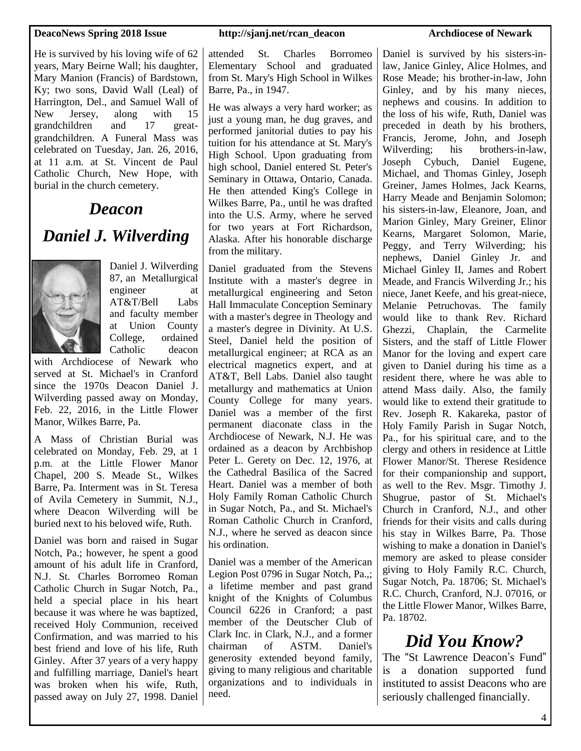He is survived by his loving wife of 62 years, Mary Beirne Wall; his daughter, Mary Manion (Francis) of Bardstown, Ky; two sons, David Wall (Leal) of Harrington, Del., and Samuel Wall of New Jersey, along with 15 grandchildren and 17 great-grandchildren. A Funeral Mass was celebrated on Tuesday, Jan. 26, 2016, at 11 a.m. at St. Vincent de Paul Catholic Church, New Hope, with burial in the church cemetery.

## *Deacon Daniel J. Wilverding*

Daniel J. Wilverding 87, an Metallurgical engineer at AT&T/Bell Labs and faculty member at Union County College, ordained Catholic deacon with Archdiocese of Newark who served at St. Michael's in Cranford since the 1970s Deacon Daniel J. Wilverding passed away on Monday, Feb. 22, 2016, in the Little Flower Manor, Wilkes Barre, Pa.

A Mass of Christian Burial was celebrated on Monday, Feb. 29, at 1 p.m. at the Little Flower Manor Chapel, 200 S. Meade St., Wilkes Barre, Pa. Interment was in St. Teresa of Avila Cemetery in Summit, N.J., where Deacon Wilverding will be buried next to his beloved wife, Ruth.

Daniel was born and raised in Sugar Notch, Pa.; however, he spent a good amount of his adult life in Cranford, N.J. St. Charles Borromeo Roman Catholic Church in Sugar Notch, Pa., held a special place in his heart because it was where he was baptized, received Holy Communion, received Confirmation, and was married to his best friend and love of his life, Ruth Ginley. After 37 years of a very happy and fulfilling marriage, Daniel's heart was broken when his wife, Ruth, passed away on July 27, 1998. Daniel attended St. Charles Borromeo Elementary School and graduated from St. Mary's High School in Wilkes Barre, Pa., in 1947.

He was always a very hard worker; as just a young man, he dug graves, and performed janitorial duties to pay his tuition for his attendance at St. Mary's High School. Upon graduating from high school, Daniel entered St. Peter's Seminary in Ottawa, Ontario, Canada. He then attended King's College in Wilkes Barre, Pa., until he was drafted into the U.S. Army, where he served for two years at Fort Richardson, Alaska. After his honorable discharge from the military.

Daniel graduated from the Stevens Institute with a master's degree in metallurgical engineering and Seton Hall Immaculate Conception Seminary with a master's degree in Theology and a master's degree in Divinity. At U.S. Steel, Daniel held the position of metallurgical engineer; at RCA as an electrical magnetics expert, and at AT&T, Bell Labs. Daniel also taught metallurgy and mathematics at Union County College for many years. Daniel was a member of the first permanent diaconate class in the Archdiocese of Newark, N.J. He was ordained as a deacon by Archbishop Peter L. Gerety on Dec. 12, 1976, at the Cathedral Basilica of the Sacred Heart. Daniel was a member of both Holy Family Roman Catholic Church in Sugar Notch, Pa., and St. Michael's Roman Catholic Church in Cranford, N.J., where he served as deacon since his ordination.

Daniel was a member of the American Legion Post 0796 in Sugar Notch, Pa.,; a lifetime member and past grand knight of the Knights of Columbus Council 6226 in Cranford; a past member of the Deutscher Club of Clark Inc. in Clark, N.J., and a former chairman of ASTM. Daniel's generosity extended beyond family, giving to many religious and charitable organizations and to individuals in need.

Daniel is survived by his sisters-in-law, Janice Ginley, Alice Holmes, and Rose Meade; his brother-in-law, John Ginley, and by his many nieces, nephews and cousins. In addition to the loss of his wife, Ruth, Daniel was preceded in death by his brothers, Francis, Jerome, John, and Joseph Wilverding; his brothers-in-law, Joseph Cybuch, Daniel Eugene, Michael, and Thomas Ginley, Joseph Greiner, James Holmes, Jack Kearns, Harry Meade and Benjamin Solomon; his sisters-in-law, Eleanore, Joan, and Marion Ginley, Mary Greiner, Elinor Kearns, Margaret Solomon, Marie, Peggy, and Terry Wilverding; his nephews, Daniel Ginley Jr. and Michael Ginley II, James and Robert Meade, and Francis Wilverding Jr.; his niece, Janet Keefe, and his great-niece, Melanie Petruchovas. The family would like to thank Rev. Richard Ghezzi, Chaplain, the Carmelite Sisters, and the staff of Little Flower Manor for the loving and expert care given to Daniel during his time as a resident there, where he was able to attend Mass daily. Also, the family would like to extend their gratitude to Rev. Joseph R. Kakareka, pastor of Holy Family Parish in Sugar Notch, Pa., for his spiritual care, and to the clergy and others in residence at Little Flower Manor/St. Therese Residence for their companionship and support, as well to the Rev. Msgr. Timothy J. Shugrue, pastor of St. Michael's Church in Cranford, N.J., and other friends for their visits and calls during his stay in Wilkes Barre, Pa. Those wishing to make a donation in Daniel's memory are asked to please consider giving to Holy Family R.C. Church, Sugar Notch, Pa. 18706; St. Michael's R.C. Church, Cranford, N.J. 07016, or the Little Flower Manor, Wilkes Barre, Pa. 18702.

## *Did You Know?*

The "St Lawrence Deacon's Fund" is a donation supported fund instituted to assist Deacons who are seriously challenged financially.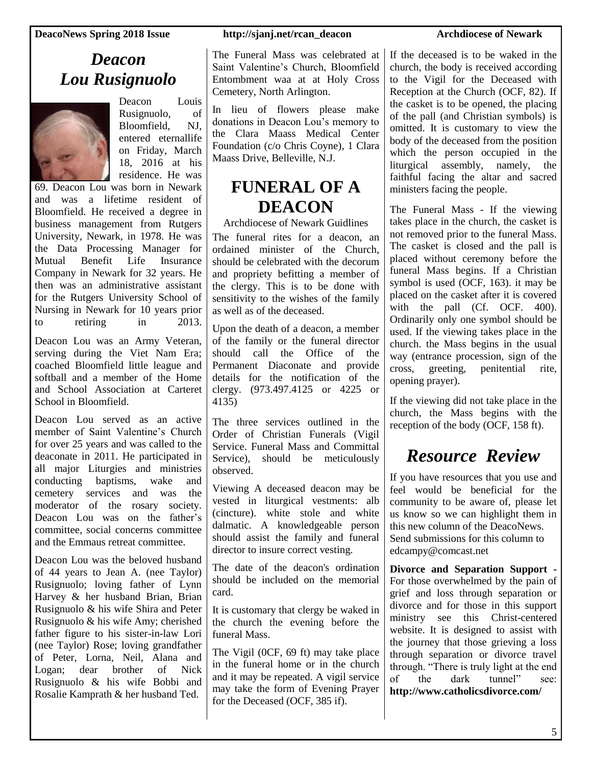## *Deacon Lou Rusignuolo*

Deacon Louis Rusignuolo, of Bloomfield, NJ, entered eternallife on Friday, March 18, 2016 at his residence. He was 69. Deacon Lou was born in Newark and was a lifetime resident of Bloomfield. He received a degree in business management from Rutgers University, Newark, in 1978. He was the Data Processing Manager for Mutual Benefit Life Insurance Company in Newark for 32 years. He then was an administrative assistant for the Rutgers University School of Nursing in Newark for 10 years prior to retiring in 2013.

Deacon Lou was an Army Veteran, serving during the Viet Nam Era; coached Bloomfield little league and softball and a member of the Home and School Association at Carteret School in Bloomfield.

Deacon Lou served as an active member of Saint Valentine's Church for over 25 years and was called to the deaconate in 2011. He participated in all major Liturgies and ministries conducting baptisms, wake and cemetery services and was the moderator of the rosary society. Deacon Lou was on the father's committee, social concerns committee and the Emmaus retreat committee.

Deacon Lou was the beloved husband of 44 years to Jean A. (nee Taylor) Rusignuolo; loving father of Lynn Harvey & her husband Brian, Brian Rusignuolo & his wife Shira and Peter Rusignuolo & his wife Amy; cherished father figure to his sister-in-law Lori (nee Taylor) Rose; loving grandfather of Peter, Lorna, Neil, Alana and Logan; dear brother of Nick Rusignuolo & his wife Bobbi and Rosalie Kamprath & her husband Ted.

The Funeral Mass was celebrated at Saint Valentine's Church, Bloomfield Entombment waa at at Holy Cross Cemetery, North Arlington.

In lieu of flowers please make donations in Deacon Lou's memory to the Clara Maass Medical Center Foundation (c/o Chris Coyne), 1 Clara Maass Drive, Belleville, N.J.

## FUNERAL OF A DEACON

Archdiocese of Newark Guidlines

The funeral rites for a deacon, an ordained minister of the Church, should be celebrated with the decorum and propriety befitting a member of the clergy. This is to be done with sensitivity to the wishes of the family as well as of the deceased.

Upon the death of a deacon, a member of the family or the funeral director should call the Office of the Permanent Diaconate and provide details for the notification of the clergy. (973.497.4125 or 4225 or 4135)

The three services outlined in the Order of Christian Funerals (Vigil Service. Funeral Mass and Committal Service), should be meticulously observed.

Viewing A deceased deacon may be vested in liturgical vestments: alb (cincture). white stole and white dalmatic. A knowledgeable person should assist the family and funeral director to insure correct vesting.

The date of the deacon's ordination should be included on the memorial card.

It is customary that clergy be waked in the church the evening before the funeral Mass.

The Vigil (0CF, 69 ft) may take place in the funeral home or in the church and it may be repeated. A vigil service may take the form of Evening Prayer for the Deceased (OCF, 385 if).

If the deceased is to be waked in the church, the body is received according to the Vigil for the Deceased with Reception at the Church (OCF, 82). If the casket is to be opened, the placing of the pall (and Christian symbols) is omitted. It is customary to view the body of the deceased from the position which the person occupied in the liturgical assembly, namely, the faithful facing the altar and sacred ministers facing the people.

The Funeral Mass - If the viewing takes place in the church, the casket is not removed prior to the funeral Mass. The casket is closed and the pall is placed without ceremony before the funeral Mass begins. If a Christian symbol is used (OCF, 163). it may be placed on the casket after it is covered with the pall (Cf. OCF. 400). Ordinarily only one symbol should be used. If the viewing takes place in the church. the Mass begins in the usual way (entrance procession, sign of the cross, greeting, penitential rite, opening prayer).

If the viewing did not take place in the church, the Mass begins with the reception of the body (OCF, 158 ft).

## *Resource Review*

If you have resources that you use and feel would be beneficial for the community to be aware of, please let us know so we can highlight them in this new column of the DeacoNews. Send submissions for this column to edcampy@comcast.net

**Divorce and Separation Support** - For those overwhelmed by the pain of grief and loss through separation or divorce and for those in this support ministry see this Christ-centered website. It is designed to assist with the journey that those grieving a loss through separation or divorce travel through. "There is truly light at the end of the dark tunnel" see: **http://www.catholicsdivorce.com/**